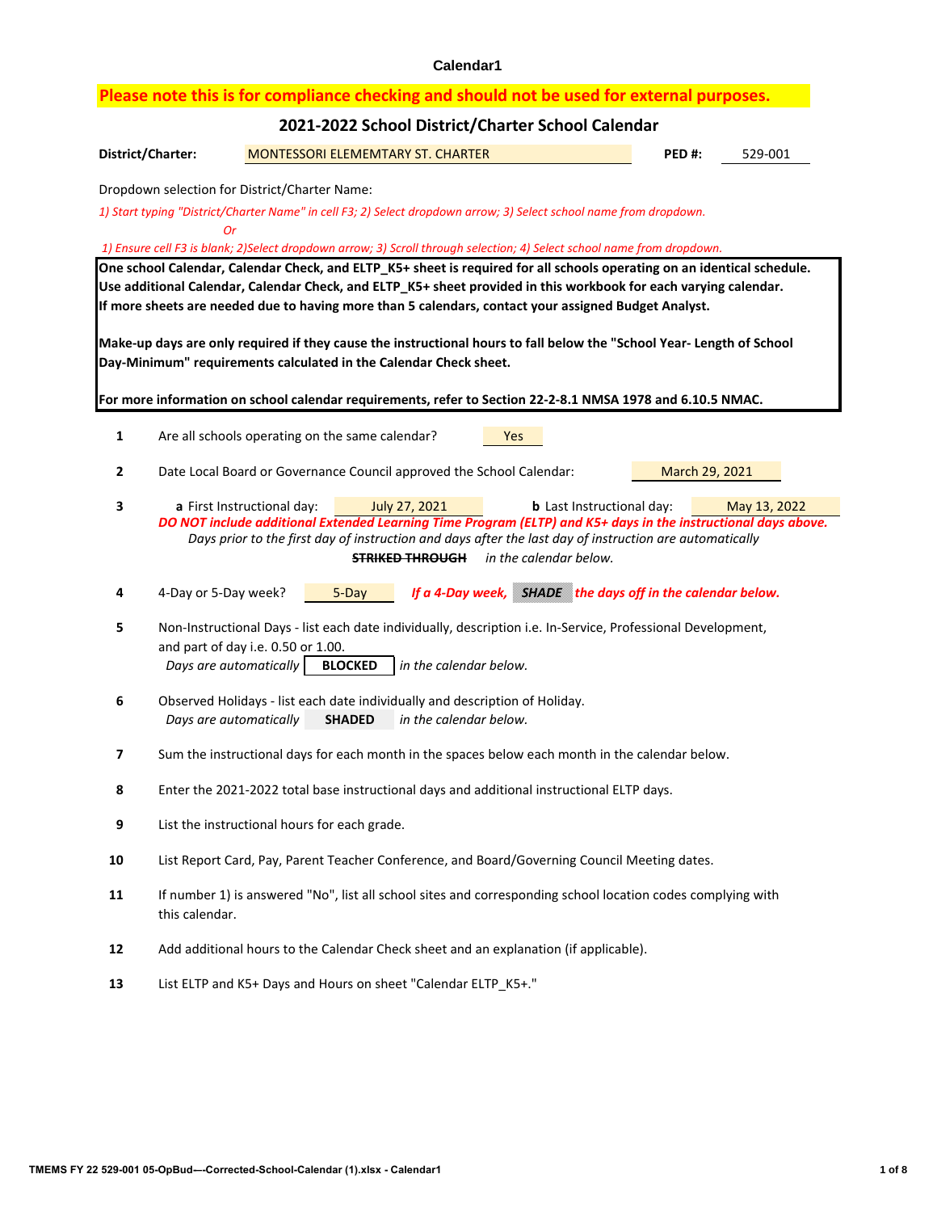**Calendar1**

**Please note this is for compliance checking and should not be used for external purposes.**

## 2021-2022 School District/Charter School Calendar

**District/Charter:** MONTESSORI ELEMEMTARY ST. CHARTER **PED #:** 529-001

Dropdown selection for District/Charter Name:

*1) Start typing "District/Charter Name" in cell F3; 2) Select dropdown arrow; 3) Select school name from dropdown.*

*Or*

*1) Ensure cell F3 is blank; 2)Select dropdown arrow; 3) Scroll through selection; 4) Select school name from dropdown.*

**One school Calendar, Calendar Check, and ELTP_K5+ sheet is required for all schools operating on an identical schedule. Use additional Calendar, Calendar Check, and ELTP_K5+ sheet provided in this workbook for each varying calendar. If more sheets are needed due to having more than 5 calendars, contact your assigned Budget Analyst.**

**Make-up days are only required if they cause the instructional hours to fall below the "School Year- Length of School Day-Minimum" requirements calculated in the Calendar Check sheet.**

**For more information on school calendar requirements, refer to Section 22-2-8.1 NMSA 1978 and 6.10.5 NMAC.**

1. Are all schools operating on the same calendar? Yes
2. Date Local Board or Governance Council approved the School Calendar: March 29, 2021
3. **a** First Instructional day: July 27, 2021 **b** Last Instructional day: May 13, 2022
   ***DO NOT include additional Extended Learning Time Program (ELTP) and K5+ days in the instructional days above.***
   *Days prior to the first day of instruction and days after the last day of instruction are automatically* ~~**STRIKED THROUGH**~~ *in the calendar below.*
4. 4-Day or 5-Day week? 5-Day ***If a 4-Day week, SHADE the days off in the calendar below.***
5. Non-Instructional Days - list each date individually, description i.e. In-Service, Professional Development, and part of day i.e. 0.50 or 1.00.
   *Days are automatically* **BLOCKED** *in the calendar below.*
6. Observed Holidays - list each date individually and description of Holiday.
   *Days are automatically* **SHADED** *in the calendar below.*
7. Sum the instructional days for each month in the spaces below each month in the calendar below.
8. Enter the 2021-2022 total base instructional days and additional instructional ELTP days.
9. List the instructional hours for each grade.
10. List Report Card, Pay, Parent Teacher Conference, and Board/Governing Council Meeting dates.
11. If number 1) is answered "No", list all school sites and corresponding school location codes complying with this calendar.
12. Add additional hours to the Calendar Check sheet and an explanation (if applicable).
13. List ELTP and K5+ Days and Hours on sheet "Calendar ELTP_K5+."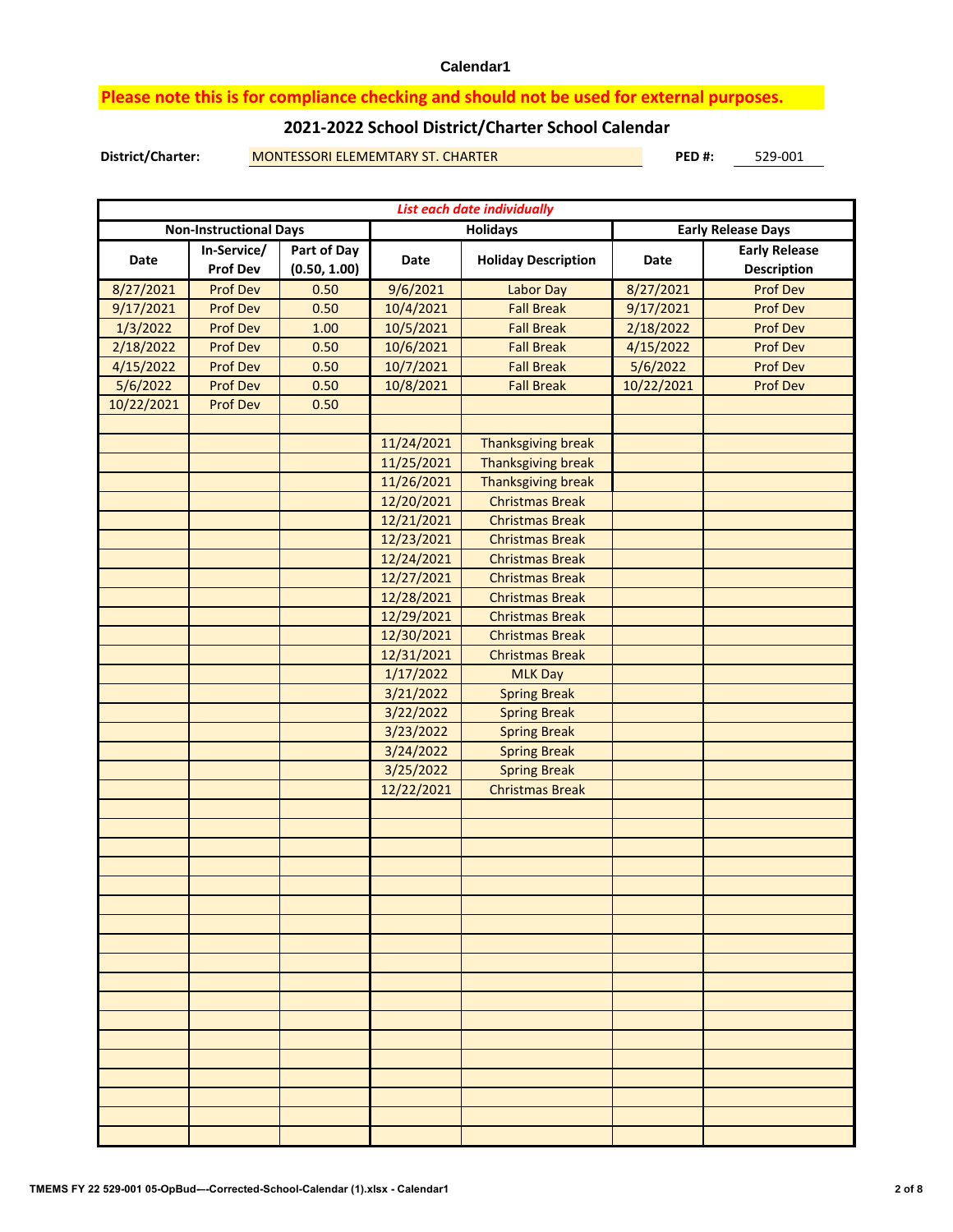Calendar1

**Please note this is for compliance checking and should not be used for external purposes.**

## 2021-2022 School District/Charter School Calendar

**District/Charter:** MONTESSORI ELEMEMTARY ST. CHARTER **PED #:** 529-001

| *List each date individually* | | | | | | |
|---|---|---|---|---|---|---|
| **Non-Instructional Days** | | | **Holidays** | | **Early Release Days** | |
| **Date** | **In-Service/ Prof Dev** | **Part of Day (0.50, 1.00)** | **Date** | **Holiday Description** | **Date** | **Early Release Description** |
| 8/27/2021 | Prof Dev | 0.50 | 9/6/2021 | Labor Day | 8/27/2021 | Prof Dev |
| 9/17/2021 | Prof Dev | 0.50 | 10/4/2021 | Fall Break | 9/17/2021 | Prof Dev |
| 1/3/2022 | Prof Dev | 1.00 | 10/5/2021 | Fall Break | 2/18/2022 | Prof Dev |
| 2/18/2022 | Prof Dev | 0.50 | 10/6/2021 | Fall Break | 4/15/2022 | Prof Dev |
| 4/15/2022 | Prof Dev | 0.50 | 10/7/2021 | Fall Break | 5/6/2022 | Prof Dev |
| 5/6/2022 | Prof Dev | 0.50 | 10/8/2021 | Fall Break | 10/22/2021 | Prof Dev |
| 10/22/2021 | Prof Dev | 0.50 | | | | |
| | | | | | | |
| | | | 11/24/2021 | Thanksgiving break | | |
| | | | 11/25/2021 | Thanksgiving break | | |
| | | | 11/26/2021 | Thanksgiving break | | |
| | | | 12/20/2021 | Christmas Break | | |
| | | | 12/21/2021 | Christmas Break | | |
| | | | 12/23/2021 | Christmas Break | | |
| | | | 12/24/2021 | Christmas Break | | |
| | | | 12/27/2021 | Christmas Break | | |
| | | | 12/28/2021 | Christmas Break | | |
| | | | 12/29/2021 | Christmas Break | | |
| | | | 12/30/2021 | Christmas Break | | |
| | | | 12/31/2021 | Christmas Break | | |
| | | | 1/17/2022 | MLK Day | | |
| | | | 3/21/2022 | Spring Break | | |
| | | | 3/22/2022 | Spring Break | | |
| | | | 3/23/2022 | Spring Break | | |
| | | | 3/24/2022 | Spring Break | | |
| | | | 3/25/2022 | Spring Break | | |
| | | | 12/22/2021 | Christmas Break | | |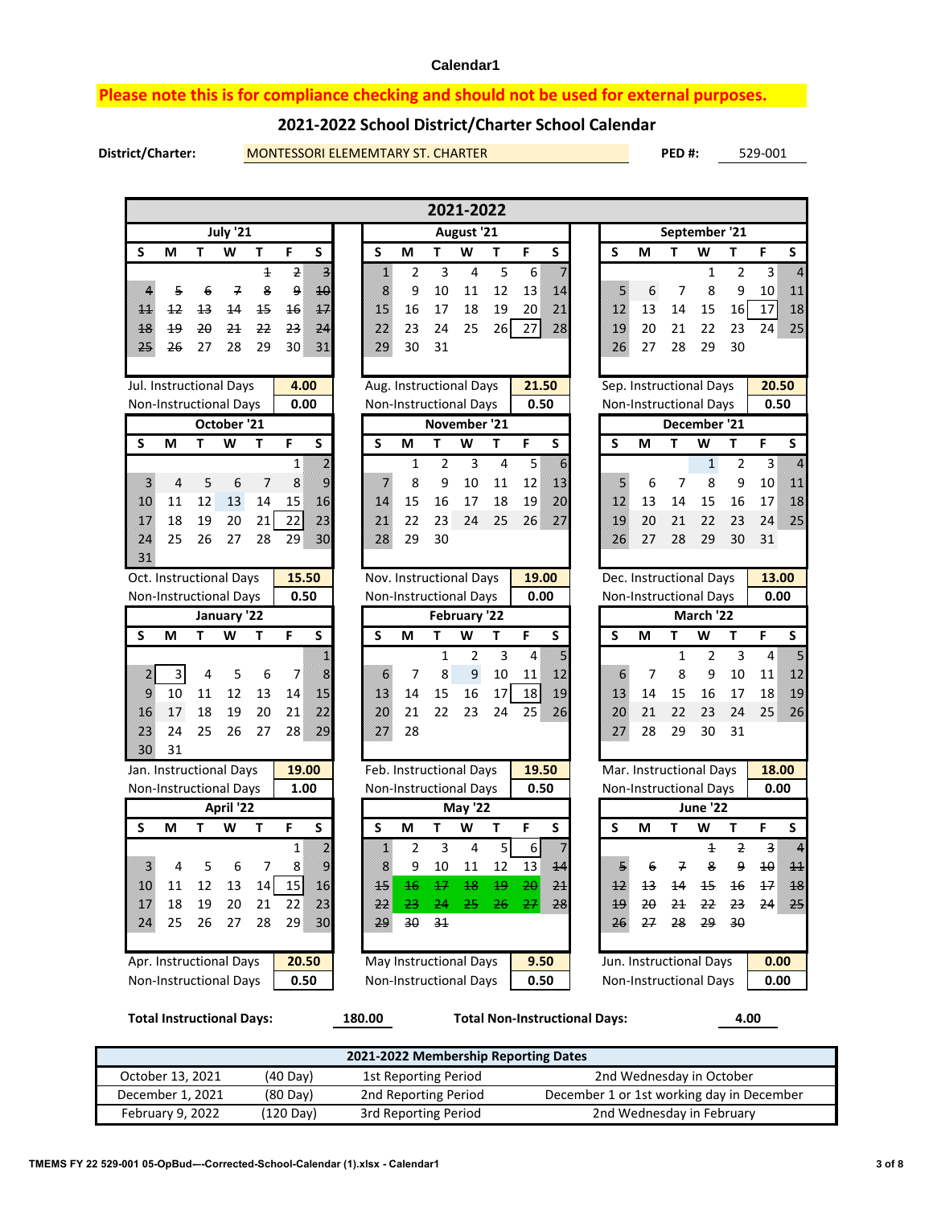**Calendar1**

**Please note this is for compliance checking and should not be used for external purposes.**

## 2021-2022 School District/Charter School Calendar

**District/Charter:** MONTESSORI ELEMEMTARY ST. CHARTER **PED #:** 529-001

### 2021-2022

**July '21**

| S | M | T | W | T | F | S |
|---|---|---|---|---|---|---|
| | | | | ~~1~~ | ~~2~~ | ~~3~~ |
| ~~4~~ | ~~5~~ | ~~6~~ | ~~7~~ | ~~8~~ | ~~9~~ | ~~10~~ |
| ~~11~~ | ~~12~~ | ~~13~~ | ~~14~~ | ~~15~~ | ~~16~~ | ~~17~~ |
| ~~18~~ | ~~19~~ | ~~20~~ | ~~21~~ | ~~22~~ | ~~23~~ | ~~24~~ |
| ~~25~~ | ~~26~~ | 27 | 28 | 29 | 30 | 31 |

Jul. Instructional Days: 4.00
Non-Instructional Days: 0.00

**August '21**

| S | M | T | W | T | F | S |
|---|---|---|---|---|---|---|
| 1 | 2 | 3 | 4 | 5 | 6 | 7 |
| 8 | 9 | 10 | 11 | 12 | 13 | 14 |
| 15 | 16 | 17 | 18 | 19 | 20 | 21 |
| 22 | 23 | 24 | 25 | 26 | 27 | 28 |
| 29 | 30 | 31 | | | | |

Aug. Instructional Days: 21.50
Non-Instructional Days: 0.50

**September '21**

| S | M | T | W | T | F | S |
|---|---|---|---|---|---|---|
| | | | 1 | 2 | 3 | 4 |
| 5 | 6 | 7 | 8 | 9 | 10 | 11 |
| 12 | 13 | 14 | 15 | 16 | 17 | 18 |
| 19 | 20 | 21 | 22 | 23 | 24 | 25 |
| 26 | 27 | 28 | 29 | 30 | | |

Sep. Instructional Days: 20.50
Non-Instructional Days: 0.50

**October '21**

| S | M | T | W | T | F | S |
|---|---|---|---|---|---|---|
| | | | | | 1 | 2 |
| 3 | 4 | 5 | 6 | 7 | 8 | 9 |
| 10 | 11 | 12 | 13 | 14 | 15 | 16 |
| 17 | 18 | 19 | 20 | 21 | 22 | 23 |
| 24 | 25 | 26 | 27 | 28 | 29 | 30 |
| 31 | | | | | | |

Oct. Instructional Days: 15.50
Non-Instructional Days: 0.50

**November '21**

| S | M | T | W | T | F | S |
|---|---|---|---|---|---|---|
| | 1 | 2 | 3 | 4 | 5 | 6 |
| 7 | 8 | 9 | 10 | 11 | 12 | 13 |
| 14 | 15 | 16 | 17 | 18 | 19 | 20 |
| 21 | 22 | 23 | 24 | 25 | 26 | 27 |
| 28 | 29 | 30 | | | | |

Nov. Instructional Days: 19.00
Non-Instructional Days: 0.00

**December '21**

| S | M | T | W | T | F | S |
|---|---|---|---|---|---|---|
| | | | 1 | 2 | 3 | 4 |
| 5 | 6 | 7 | 8 | 9 | 10 | 11 |
| 12 | 13 | 14 | 15 | 16 | 17 | 18 |
| 19 | 20 | 21 | 22 | 23 | 24 | 25 |
| 26 | 27 | 28 | 29 | 30 | 31 | |

Dec. Instructional Days: 13.00
Non-Instructional Days: 0.00

**January '22**

| S | M | T | W | T | F | S |
|---|---|---|---|---|---|---|
| | | | | | | 1 |
| 2 | 3 | 4 | 5 | 6 | 7 | 8 |
| 9 | 10 | 11 | 12 | 13 | 14 | 15 |
| 16 | 17 | 18 | 19 | 20 | 21 | 22 |
| 23 | 24 | 25 | 26 | 27 | 28 | 29 |
| 30 | 31 | | | | | |

Jan. Instructional Days: 19.00
Non-Instructional Days: 1.00

**February '22**

| S | M | T | W | T | F | S |
|---|---|---|---|---|---|---|
| | | 1 | 2 | 3 | 4 | 5 |
| 6 | 7 | 8 | 9 | 10 | 11 | 12 |
| 13 | 14 | 15 | 16 | 17 | 18 | 19 |
| 20 | 21 | 22 | 23 | 24 | 25 | 26 |
| 27 | 28 | | | | | |

Feb. Instructional Days: 19.50
Non-Instructional Days: 0.50

**March '22**

| S | M | T | W | T | F | S |
|---|---|---|---|---|---|---|
| | | 1 | 2 | 3 | 4 | 5 |
| 6 | 7 | 8 | 9 | 10 | 11 | 12 |
| 13 | 14 | 15 | 16 | 17 | 18 | 19 |
| 20 | 21 | 22 | 23 | 24 | 25 | 26 |
| 27 | 28 | 29 | 30 | 31 | | |

Mar. Instructional Days: 18.00
Non-Instructional Days: 0.00

**April '22**

| S | M | T | W | T | F | S |
|---|---|---|---|---|---|---|
| | | | | | 1 | 2 |
| 3 | 4 | 5 | 6 | 7 | 8 | 9 |
| 10 | 11 | 12 | 13 | 14 | 15 | 16 |
| 17 | 18 | 19 | 20 | 21 | 22 | 23 |
| 24 | 25 | 26 | 27 | 28 | 29 | 30 |

Apr. Instructional Days: 20.50
Non-Instructional Days: 0.50

**May '22**

| S | M | T | W | T | F | S |
|---|---|---|---|---|---|---|
| 1 | 2 | 3 | 4 | 5 | 6 | 7 |
| 8 | 9 | 10 | 11 | 12 | 13 | ~~14~~ |
| ~~15~~ | ~~16~~ | ~~17~~ | ~~18~~ | ~~19~~ | ~~20~~ | ~~21~~ |
| ~~22~~ | ~~23~~ | ~~24~~ | ~~25~~ | ~~26~~ | ~~27~~ | ~~28~~ |
| ~~29~~ | ~~30~~ | ~~31~~ | | | | |

May Instructional Days: 9.50
Non-Instructional Days: 0.50

**June '22**

| S | M | T | W | T | F | S |
|---|---|---|---|---|---|---|
| | | | ~~1~~ | ~~2~~ | ~~3~~ | ~~4~~ |
| ~~5~~ | ~~6~~ | ~~7~~ | ~~8~~ | ~~9~~ | ~~10~~ | ~~11~~ |
| ~~12~~ | ~~13~~ | ~~14~~ | ~~15~~ | ~~16~~ | ~~17~~ | ~~18~~ |
| ~~19~~ | ~~20~~ | ~~21~~ | ~~22~~ | ~~23~~ | ~~24~~ | ~~25~~ |
| ~~26~~ | ~~27~~ | ~~28~~ | ~~29~~ | ~~30~~ | | |

Jun. Instructional Days: 0.00
Non-Instructional Days: 0.00

**Total Instructional Days:** 180.00 **Total Non-Instructional Days:** 4.00

| 2021-2022 Membership Reporting Dates | | | |
|---|---|---|---|
| October 13, 2021 | (40 Day) | 1st Reporting Period | 2nd Wednesday in October |
| December 1, 2021 | (80 Day) | 2nd Reporting Period | December 1 or 1st working day in December |
| February 9, 2022 | (120 Day) | 3rd Reporting Period | 2nd Wednesday in February |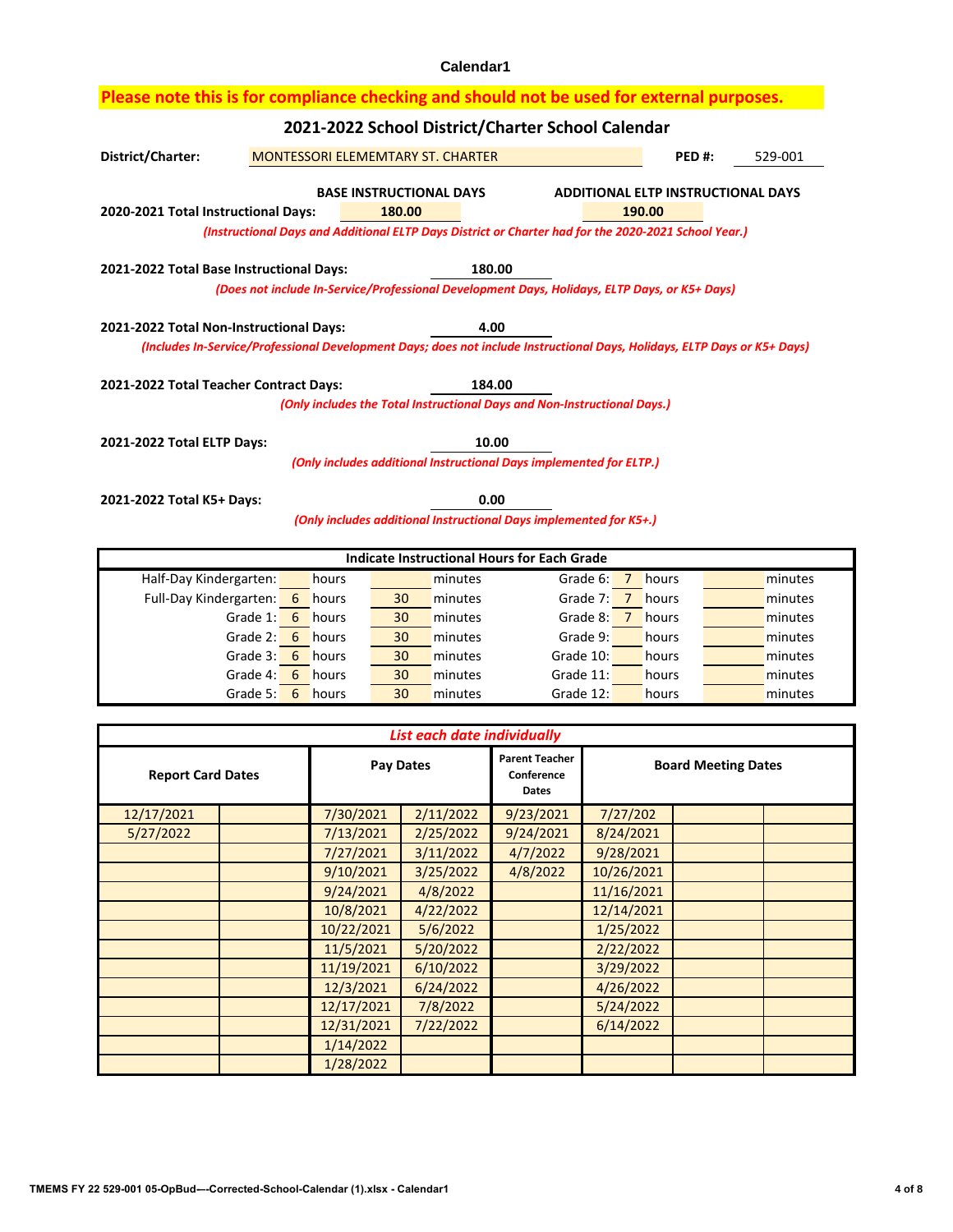Calendar1

**Please note this is for compliance checking and should not be used for external purposes.**

## 2021-2022 School District/Charter School Calendar

**District/Charter:** MONTESSORI ELEMEMTARY ST. CHARTER **PED #:** 529-001

| | BASE INSTRUCTIONAL DAYS | ADDITIONAL ELTP INSTRUCTIONAL DAYS |
|---|---|---|
| **2020-2021 Total Instructional Days:** | 180.00 | 190.00 |

*(Instructional Days and Additional ELTP Days District or Charter had for the 2020-2021 School Year.)*

**2021-2022 Total Base Instructional Days:** 180.00

*(Does not include In-Service/Professional Development Days, Holidays, ELTP Days, or K5+ Days)*

**2021-2022 Total Non-Instructional Days:** 4.00

*(Includes In-Service/Professional Development Days; does not include Instructional Days, Holidays, ELTP Days or K5+ Days)*

**2021-2022 Total Teacher Contract Days:** 184.00

*(Only includes the Total Instructional Days and Non-Instructional Days.)*

**2021-2022 Total ELTP Days:** 10.00

*(Only includes additional Instructional Days implemented for ELTP.)*

**2021-2022 Total K5+ Days:** 0.00

*(Only includes additional Instructional Days implemented for K5+.)*

| **Indicate Instructional Hours for Each Grade** | | | | | | | | | |
|---|---|---|---|---|---|---|---|---|---|
| Half-Day Kindergarten: | | hours | | minutes | Grade 6: | 7 | hours | | minutes |
| Full-Day Kindergarten: | 6 | hours | 30 | minutes | Grade 7: | 7 | hours | | minutes |
| Grade 1: | 6 | hours | 30 | minutes | Grade 8: | 7 | hours | | minutes |
| Grade 2: | 6 | hours | 30 | minutes | Grade 9: | | hours | | minutes |
| Grade 3: | 6 | hours | 30 | minutes | Grade 10: | | hours | | minutes |
| Grade 4: | 6 | hours | 30 | minutes | Grade 11: | | hours | | minutes |
| Grade 5: | 6 | hours | 30 | minutes | Grade 12: | | hours | | minutes |

*List each date individually*

| Report Card Dates | | Pay Dates | | Parent Teacher Conference Dates | Board Meeting Dates | | |
|---|---|---|---|---|---|---|---|
| 12/17/2021 | | 7/30/2021 | 2/11/2022 | 9/23/2021 | 7/27/202 | | |
| 5/27/2022 | | 7/13/2021 | 2/25/2022 | 9/24/2021 | 8/24/2021 | | |
| | | 7/27/2021 | 3/11/2022 | 4/7/2022 | 9/28/2021 | | |
| | | 9/10/2021 | 3/25/2022 | 4/8/2022 | 10/26/2021 | | |
| | | 9/24/2021 | 4/8/2022 | | 11/16/2021 | | |
| | | 10/8/2021 | 4/22/2022 | | 12/14/2021 | | |
| | | 10/22/2021 | 5/6/2022 | | 1/25/2022 | | |
| | | 11/5/2021 | 5/20/2022 | | 2/22/2022 | | |
| | | 11/19/2021 | 6/10/2022 | | 3/29/2022 | | |
| | | 12/3/2021 | 6/24/2022 | | 4/26/2022 | | |
| | | 12/17/2021 | 7/8/2022 | | 5/24/2022 | | |
| | | 12/31/2021 | 7/22/2022 | | 6/14/2022 | | |
| | | 1/14/2022 | | | | | |
| | | 1/28/2022 | | | | | |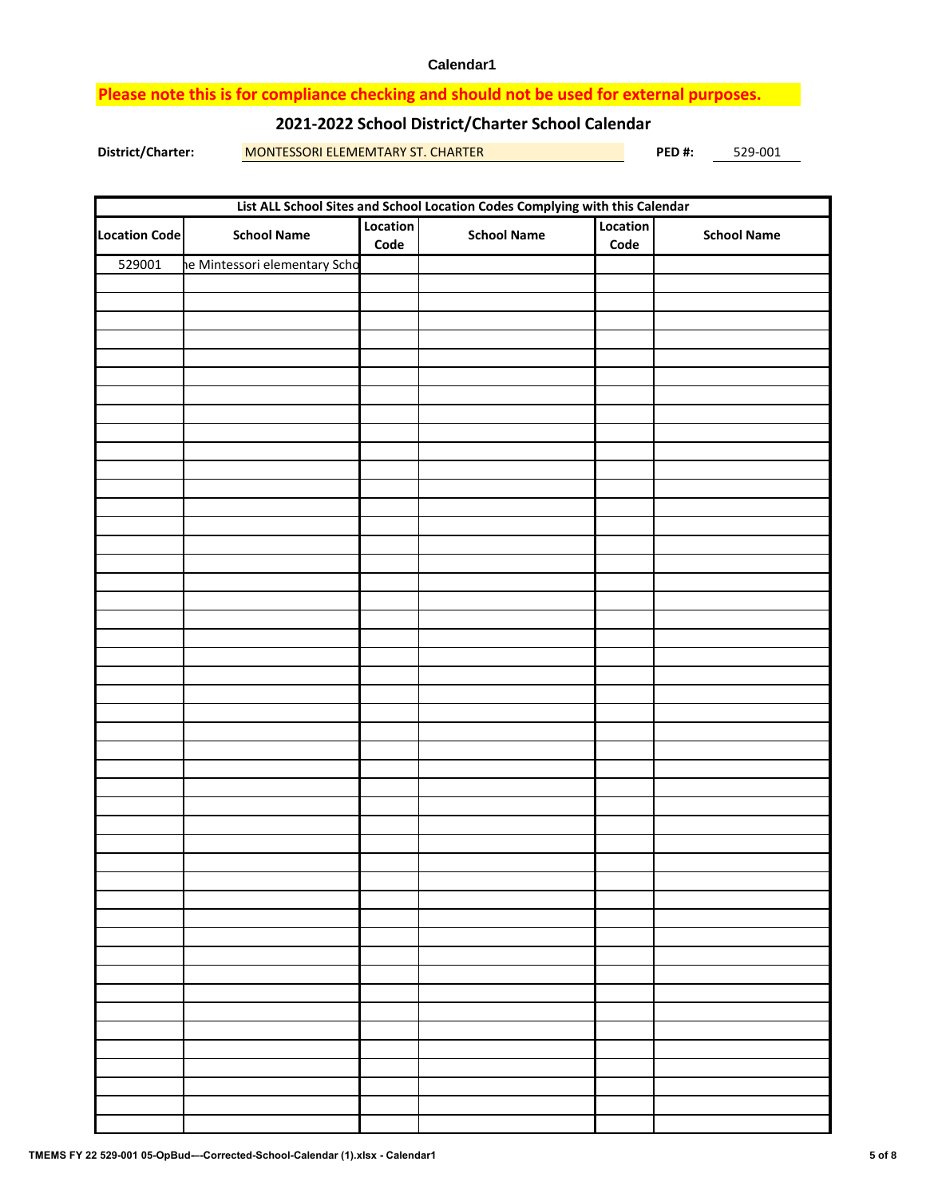Calendar1

**Please note this is for compliance checking and should not be used for external purposes.**

## 2021-2022 School District/Charter School Calendar

**District/Charter:** MONTESSORI ELEMEMTARY ST. CHARTER **PED #:** 529-001

| List ALL School Sites and School Location Codes Complying with this Calendar | | | | | |
|---|---|---|---|---|---|
| **Location Code** | **School Name** | **Location Code** | **School Name** | **Location Code** | **School Name** |
| 529001 | he Mintessori elementary Scho | | | | |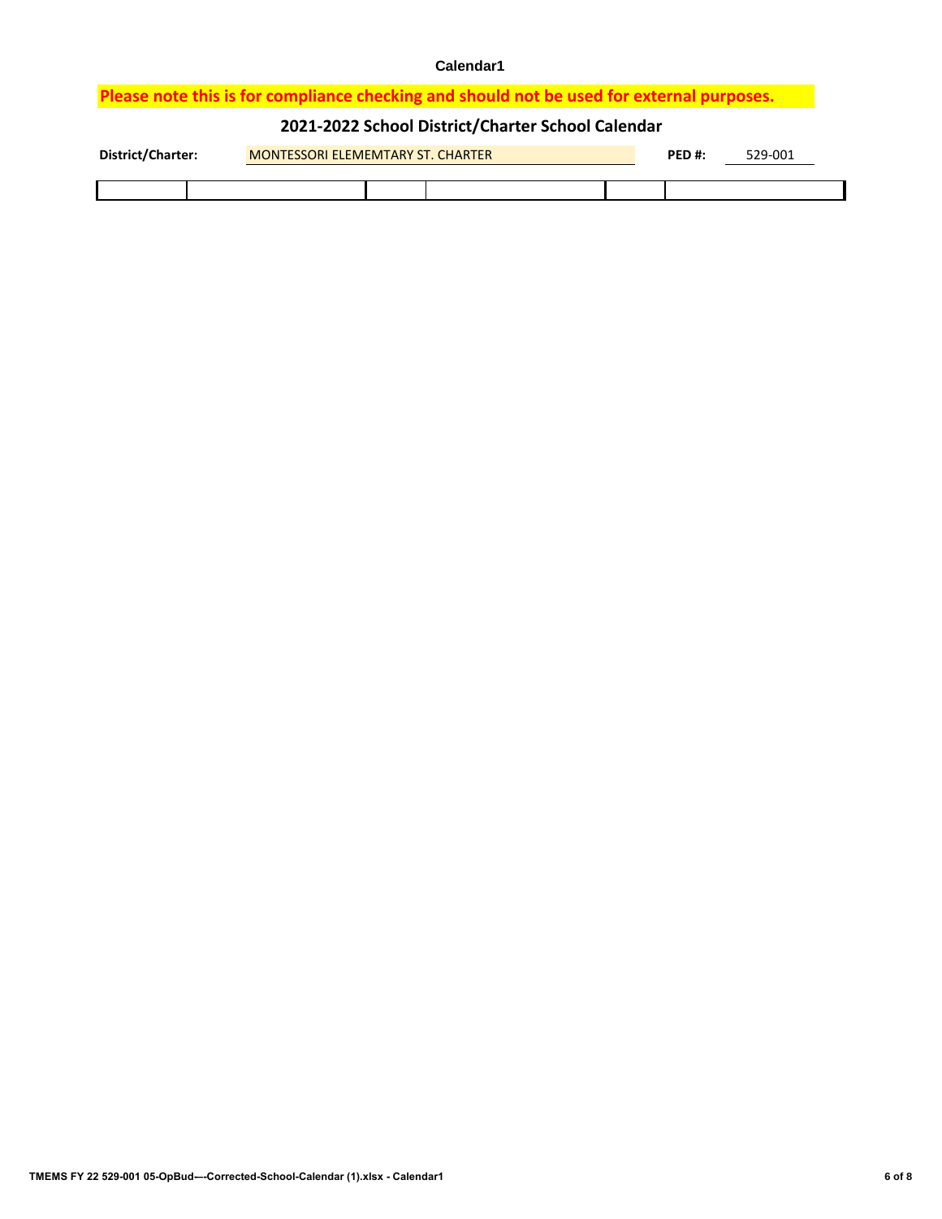Calendar1

**Please note this is for compliance checking and should not be used for external purposes.**

## 2021-2022 School District/Charter School Calendar

**District/Charter:** MONTESSORI ELEMEMTARY ST. CHARTER **PED #:** 529-001

| | | | | | |
|---|---|---|---|---|---|
| | | | | | |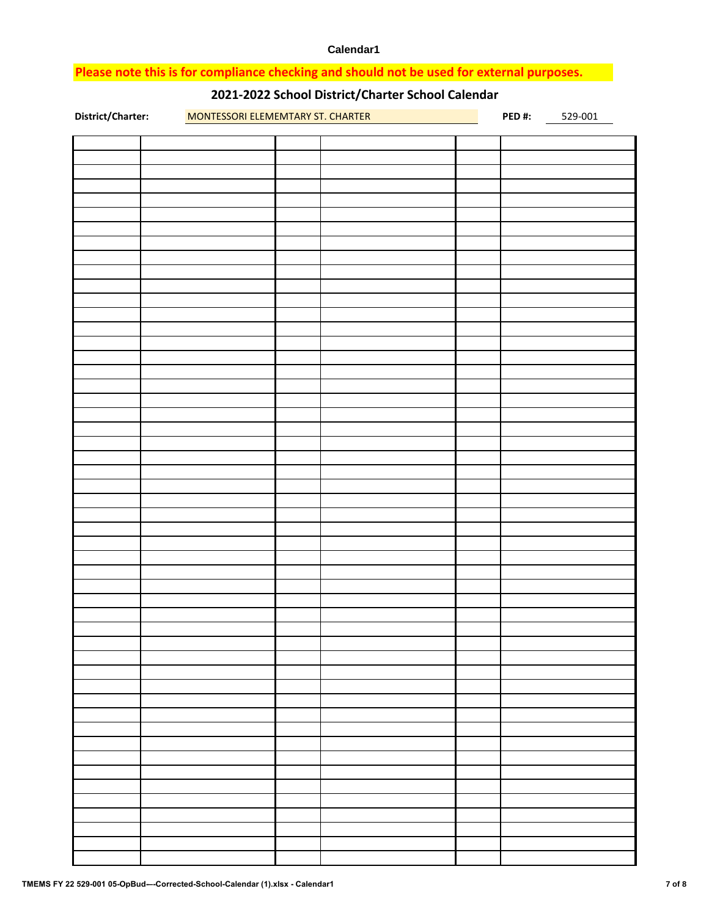Calendar1

**Please note this is for compliance checking and should not be used for external purposes.**

## 2021-2022 School District/Charter School Calendar

**District/Charter:** MONTESSORI ELEMEMTARY ST. CHARTER **PED #:** 529-001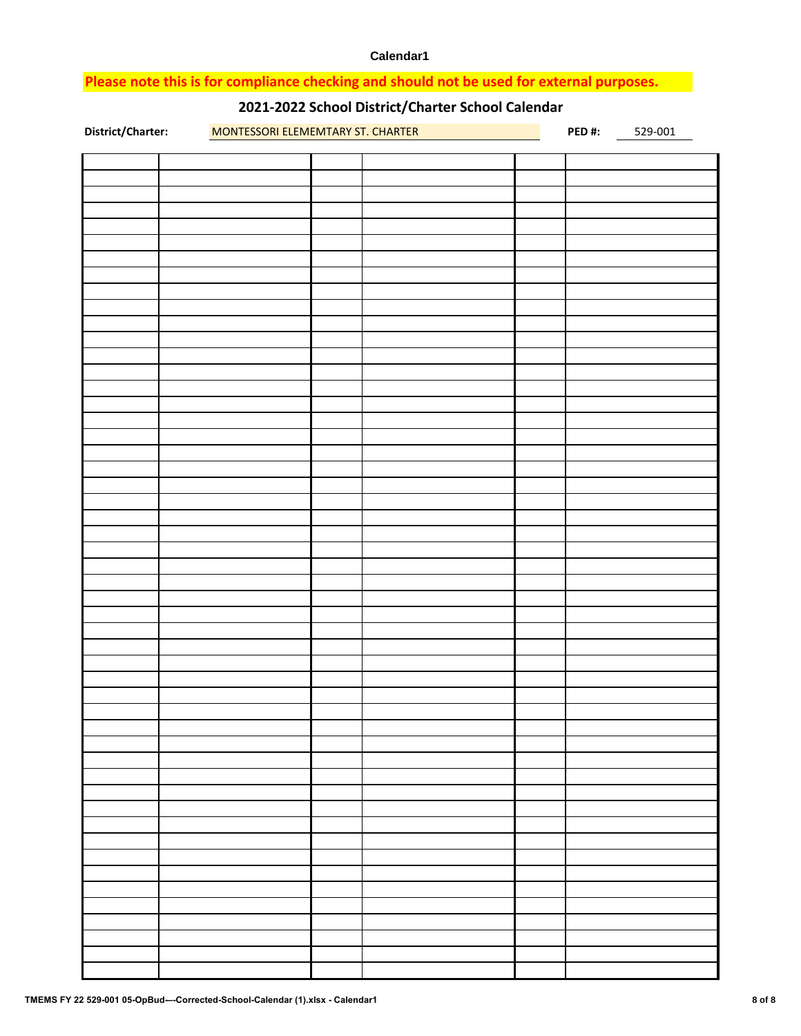Calendar1

**Please note this is for compliance checking and should not be used for external purposes.**

## 2021-2022 School District/Charter School Calendar

**District/Charter:** MONTESSORI ELEMEMTARY ST. CHARTER **PED #:** 529-001

| | | | | | |
|---|---|---|---|---|---|
| | | | | | |
| | | | | | |
| | | | | | |
| | | | | | |
| | | | | | |
| | | | | | |
| | | | | | |
| | | | | | |
| | | | | | |
| | | | | | |
| | | | | | |
| | | | | | |
| | | | | | |
| | | | | | |
| | | | | | |
| | | | | | |
| | | | | | |
| | | | | | |
| | | | | | |
| | | | | | |
| | | | | | |
| | | | | | |
| | | | | | |
| | | | | | |
| | | | | | |
| | | | | | |
| | | | | | |
| | | | | | |
| | | | | | |
| | | | | | |
| | | | | | |
| | | | | | |
| | | | | | |
| | | | | | |
| | | | | | |
| | | | | | |
| | | | | | |
| | | | | | |
| | | | | | |
| | | | | | |
| | | | | | |
| | | | | | |
| | | | | | |
| | | | | | |
| | | | | | |
| | | | | | |
| | | | | | |
| | | | | | |
| | | | | | |
| | | | | | |
| | | | | | |